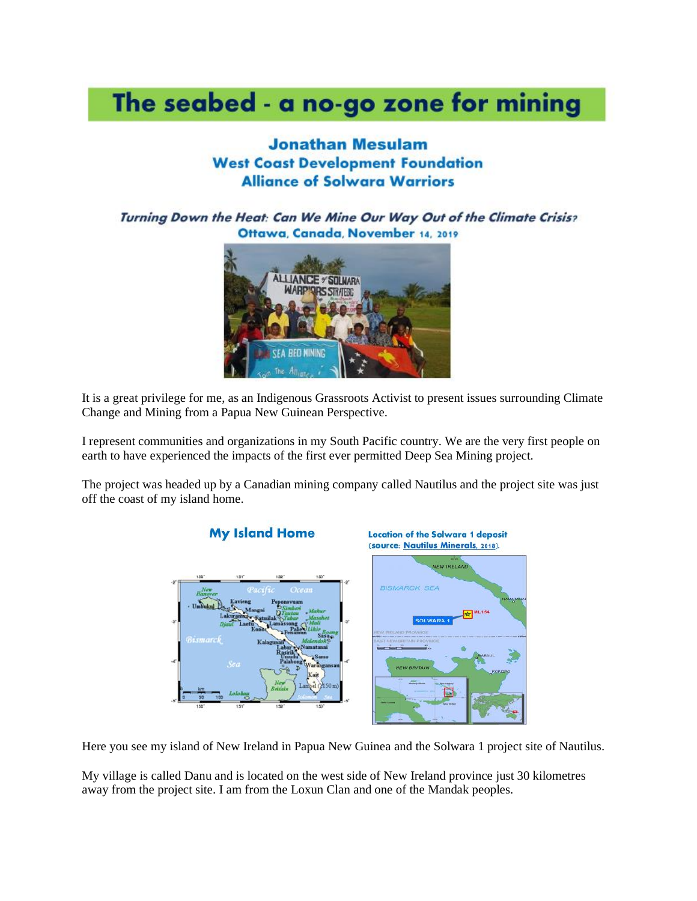# The seabed - a no-go zone for mining

**Jonathan Mesulam**
**West Coast Development Foundation**
**Alliance of Solwara Warriors**

***Turning Down the Heat: Can We Mine Our Way Out of the Climate Crisis?***
**Ottawa, Canada, November 14, 2019**

It is a great privilege for me, as an Indigenous Grassroots Activist to present issues surrounding Climate Change and Mining from a Papua New Guinean Perspective.

I represent communities and organizations in my South Pacific country. We are the very first people on earth to have experienced the impacts of the first ever permitted Deep Sea Mining project.

The project was headed up by a Canadian mining company called Nautilus and the project site was just off the coast of my island home.

**My Island Home**

**Location of the Solwara 1 deposit (source: Nautilus Minerals, 2018).**

Here you see my island of New Ireland in Papua New Guinea and the Solwara 1 project site of Nautilus.

My village is called Danu and is located on the west side of New Ireland province just 30 kilometres away from the project site. I am from the Loxun Clan and one of the Mandak peoples.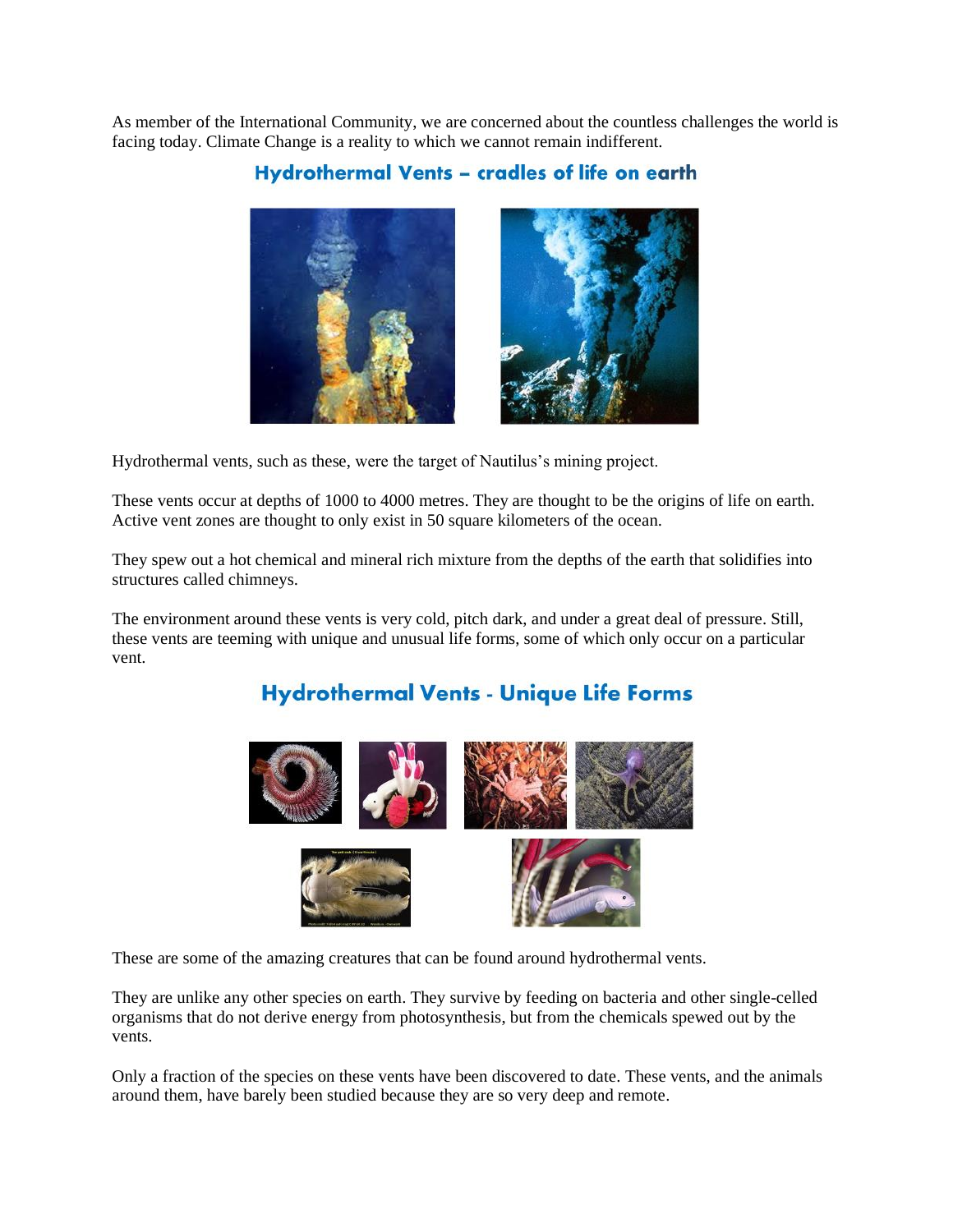As member of the International Community, we are concerned about the countless challenges the world is facing today. Climate Change is a reality to which we cannot remain indifferent.

## Hydrothermal Vents – cradles of life on earth

Hydrothermal vents, such as these, were the target of Nautilus's mining project.

These vents occur at depths of 1000 to 4000 metres. They are thought to be the origins of life on earth. Active vent zones are thought to only exist in 50 square kilometers of the ocean.

They spew out a hot chemical and mineral rich mixture from the depths of the earth that solidifies into structures called chimneys.

The environment around these vents is very cold, pitch dark, and under a great deal of pressure. Still, these vents are teeming with unique and unusual life forms, some of which only occur on a particular vent.

## Hydrothermal Vents - Unique Life Forms

These are some of the amazing creatures that can be found around hydrothermal vents.

They are unlike any other species on earth. They survive by feeding on bacteria and other single-celled organisms that do not derive energy from photosynthesis, but from the chemicals spewed out by the vents.

Only a fraction of the species on these vents have been discovered to date. These vents, and the animals around them, have barely been studied because they are so very deep and remote.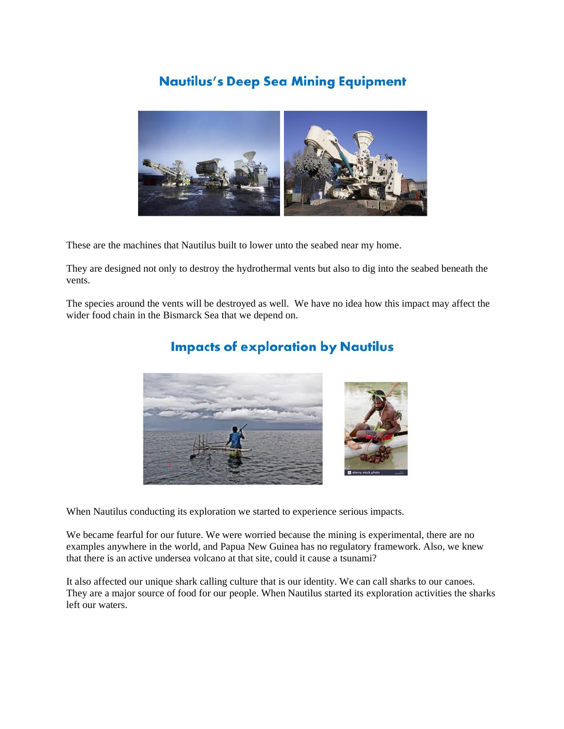## Nautilus's Deep Sea Mining Equipment

These are the machines that Nautilus built to lower unto the seabed near my home.

They are designed not only to destroy the hydrothermal vents but also to dig into the seabed beneath the vents.

The species around the vents will be destroyed as well. We have no idea how this impact may affect the wider food chain in the Bismarck Sea that we depend on.

## Impacts of exploration by Nautilus

When Nautilus conducting its exploration we started to experience serious impacts.

We became fearful for our future. We were worried because the mining is experimental, there are no examples anywhere in the world, and Papua New Guinea has no regulatory framework. Also, we knew that there is an active undersea volcano at that site, could it cause a tsunami?

It also affected our unique shark calling culture that is our identity. We can call sharks to our canoes. They are a major source of food for our people. When Nautilus started its exploration activities the sharks left our waters.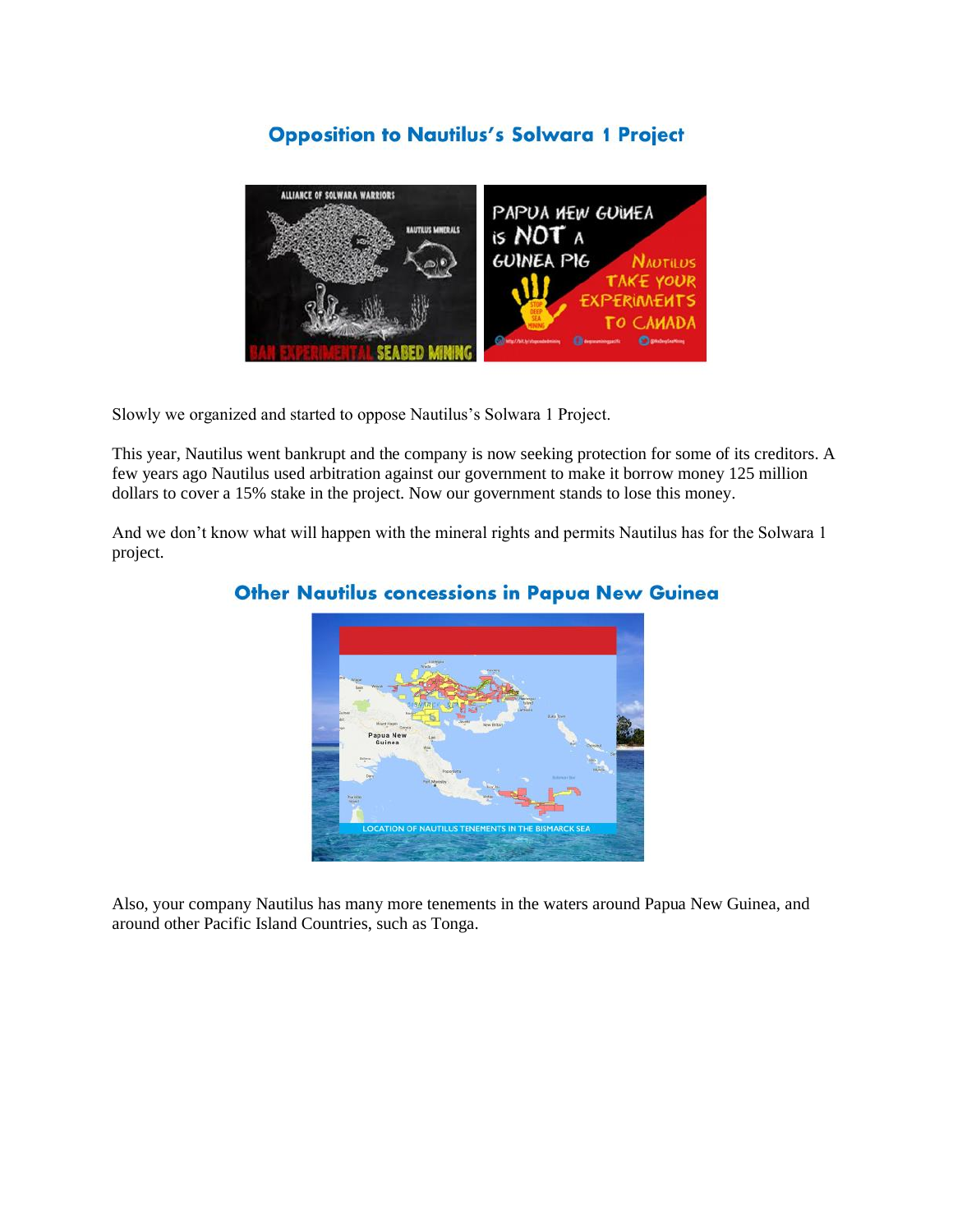## Opposition to Nautilus's Solwara 1 Project

Slowly we organized and started to oppose Nautilus's Solwara 1 Project.

This year, Nautilus went bankrupt and the company is now seeking protection for some of its creditors. A few years ago Nautilus used arbitration against our government to make it borrow money 125 million dollars to cover a 15% stake in the project. Now our government stands to lose this money.

And we don't know what will happen with the mineral rights and permits Nautilus has for the Solwara 1 project.

## Other Nautilus concessions in Papua New Guinea

Also, your company Nautilus has many more tenements in the waters around Papua New Guinea, and around other Pacific Island Countries, such as Tonga.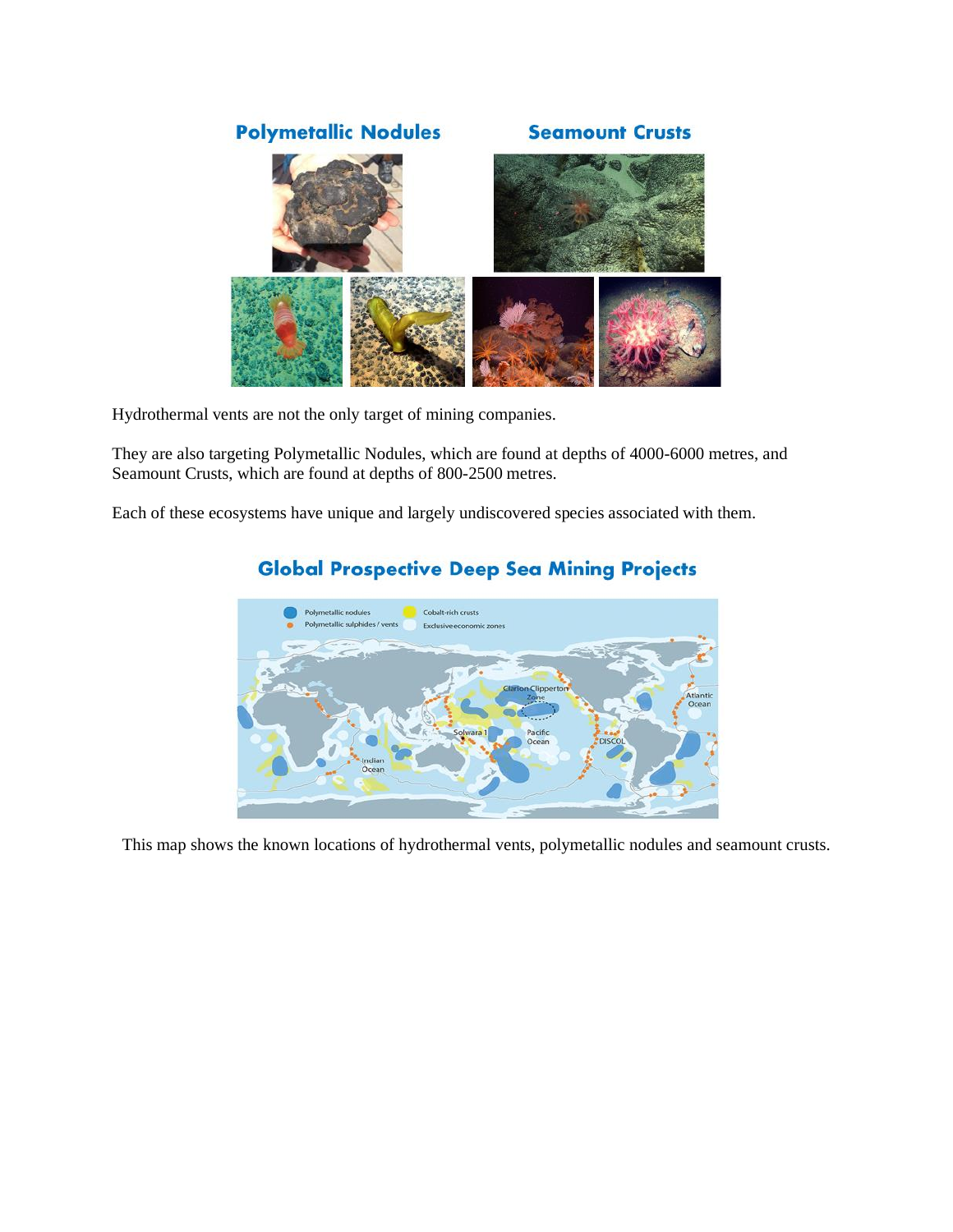Hydrothermal vents are not the only target of mining companies.

They are also targeting Polymetallic Nodules, which are found at depths of 4000-6000 metres, and Seamount Crusts, which are found at depths of 800-2500 metres.

Each of these ecosystems have unique and largely undiscovered species associated with them.

This map shows the known locations of hydrothermal vents, polymetallic nodules and seamount crusts.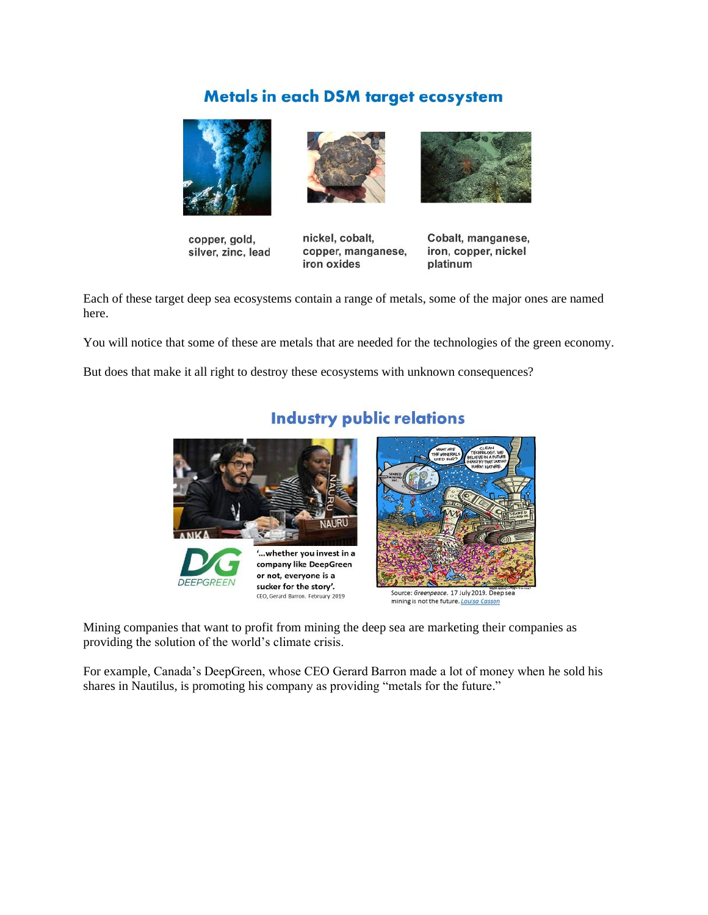## Metals in each DSM target ecosystem

copper, gold, silver, zinc, lead

nickel, cobalt, copper, manganese, iron oxides

Cobalt, manganese, iron, copper, nickel platinum

Each of these target deep sea ecosystems contain a range of metals, some of the major ones are named here.

You will notice that some of these are metals that are needed for the technologies of the green economy.

But does that make it all right to destroy these ecosystems with unknown consequences?

## Industry public relations

'…whether you invest in a company like DeepGreen or not, everyone is a sucker for the story'.
CEO, Gerard Barron. February 2019

Source: *Greenpeace*. 17 July 2019. Deep sea mining is not the future. Louisa Casson

Mining companies that want to profit from mining the deep sea are marketing their companies as providing the solution of the world's climate crisis.

For example, Canada's DeepGreen, whose CEO Gerard Barron made a lot of money when he sold his shares in Nautilus, is promoting his company as providing "metals for the future."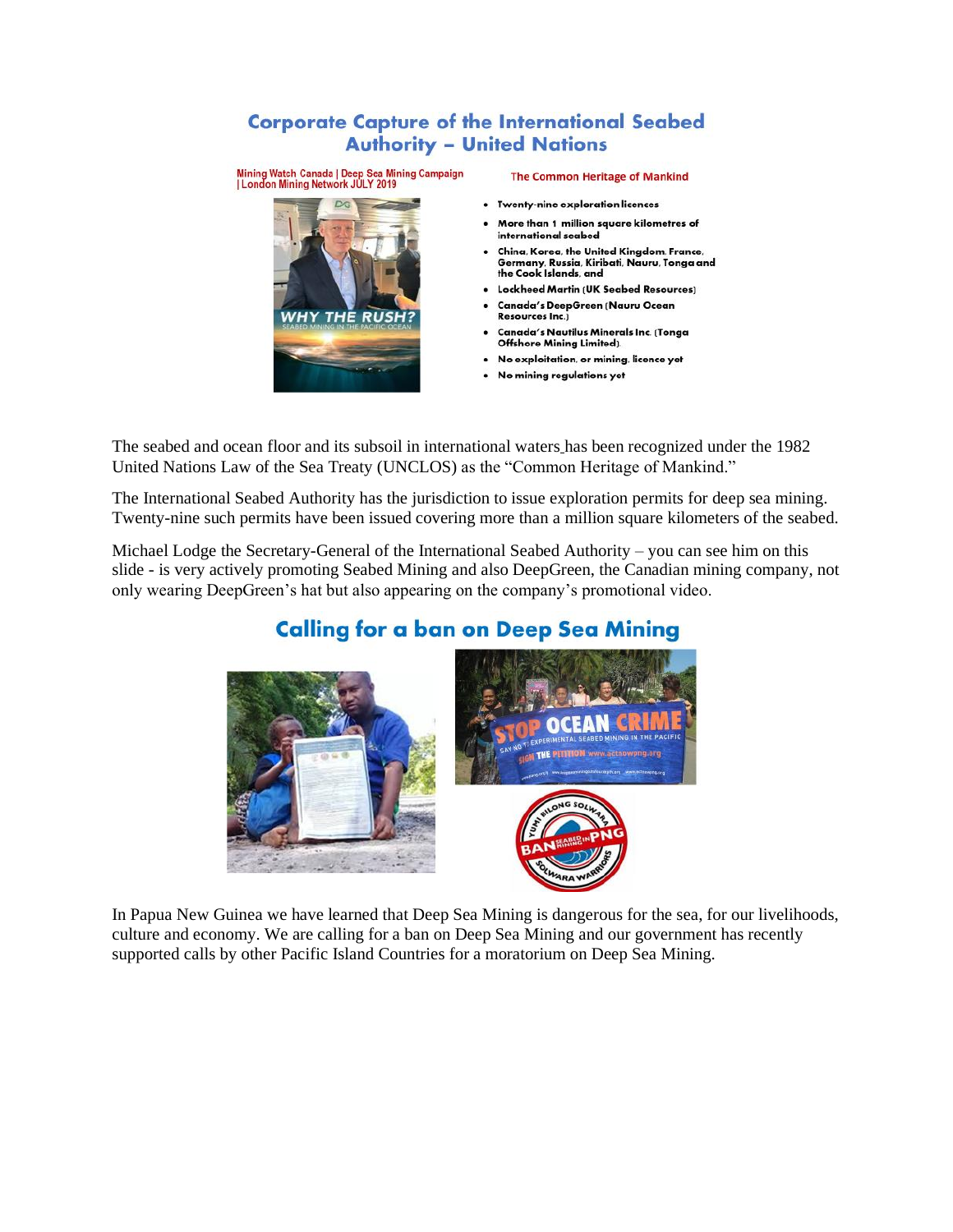## Corporate Capture of the International Seabed Authority – United Nations

Mining Watch Canada | Deep Sea Mining Campaign | London Mining Network JULY 2019

WHY THE RUSH?
SEABED MINING IN THE PACIFIC OCEAN

**The Common Heritage of Mankind**

- **Twenty-nine exploration licences**
- **More than 1 million square kilometres of international seabed**
- **China, Korea, the United Kingdom, France, Germany, Russia, Kiribati, Nauru, Tonga and the Cook Islands, and**
- **Lockheed Martin (UK Seabed Resources)**
- **Canada's DeepGreen (Nauru Ocean Resources Inc.)**
- **Canada's Nautilus Minerals Inc. (Tonga Offshore Mining Limited).**
- **No exploitation, or mining, licence yet**
- **No mining regulations yet**

The seabed and ocean floor and its subsoil in international waters has been recognized under the 1982 United Nations Law of the Sea Treaty (UNCLOS) as the "Common Heritage of Mankind."

The International Seabed Authority has the jurisdiction to issue exploration permits for deep sea mining. Twenty-nine such permits have been issued covering more than a million square kilometers of the seabed.

Michael Lodge the Secretary-General of the International Seabed Authority – you can see him on this slide - is very actively promoting Seabed Mining and also DeepGreen, the Canadian mining company, not only wearing DeepGreen's hat but also appearing on the company's promotional video.

## Calling for a ban on Deep Sea Mining

STOP OCEAN CRIME
SAY NO TO EXPERIMENTAL SEABED MINING IN THE PACIFIC
SIGN THE PETITION www.actnowpng.org

YUMI BILONG SOLWARA
BAN SEABED MINING IN PNG
SOLWARA WARRIORS

In Papua New Guinea we have learned that Deep Sea Mining is dangerous for the sea, for our livelihoods, culture and economy. We are calling for a ban on Deep Sea Mining and our government has recently supported calls by other Pacific Island Countries for a moratorium on Deep Sea Mining.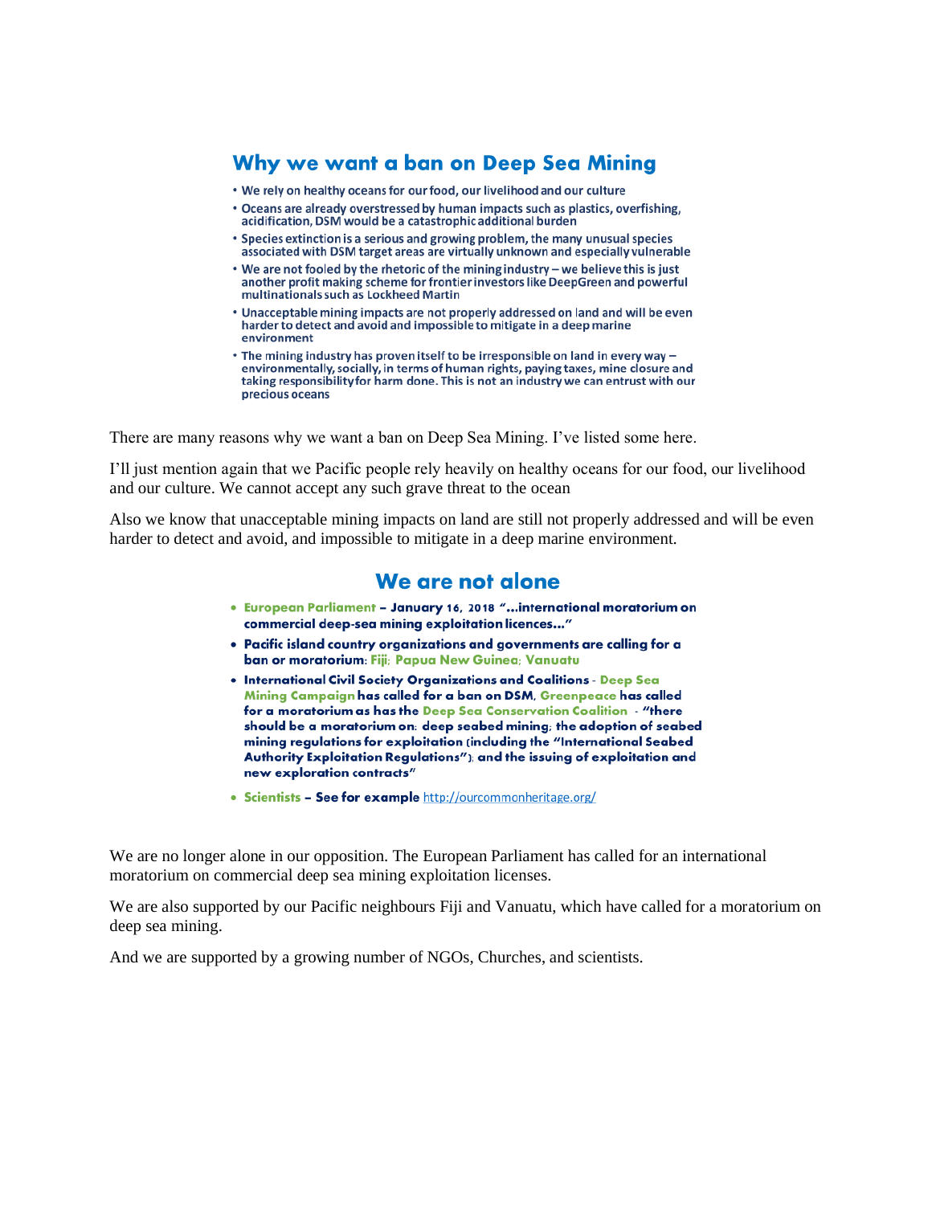## Why we want a ban on Deep Sea Mining

- We rely on healthy oceans for our food, our livelihood and our culture
- Oceans are already overstressed by human impacts such as plastics, overfishing, acidification, DSM would be a catastrophic additional burden
- Species extinction is a serious and growing problem, the many unusual species associated with DSM target areas are virtually unknown and especially vulnerable
- We are not fooled by the rhetoric of the mining industry – we believe this is just another profit making scheme for frontier investors like DeepGreen and powerful multinationals such as Lockheed Martin
- Unacceptable mining impacts are not properly addressed on land and will be even harder to detect and avoid and impossible to mitigate in a deep marine environment
- The mining industry has proven itself to be irresponsible on land in every way – environmentally, socially, in terms of human rights, paying taxes, mine closure and taking responsibility for harm done. This is not an industry we can entrust with our precious oceans

There are many reasons why we want a ban on Deep Sea Mining. I've listed some here.

I'll just mention again that we Pacific people rely heavily on healthy oceans for our food, our livelihood and our culture. We cannot accept any such grave threat to the ocean

Also we know that unacceptable mining impacts on land are still not properly addressed and will be even harder to detect and avoid, and impossible to mitigate in a deep marine environment.

## We are not alone

- **European Parliament – January 16, 2018 "…international moratorium on commercial deep-sea mining exploitation licences…"**
- **Pacific island country organizations and governments are calling for a ban or moratorium: Fiji; Papua New Guinea; Vanuatu**
- **International Civil Society Organizations and Coalitions - Deep Sea Mining Campaign has called for a ban on DSM, Greenpeace has called for a moratorium as has the Deep Sea Conservation Coalition - "there should be a moratorium on: deep seabed mining; the adoption of seabed mining regulations for exploitation (including the "International Seabed Authority Exploitation Regulations"); and the issuing of exploitation and new exploration contracts"**
- **Scientists – See for example** http://ourcommonheritage.org/

We are no longer alone in our opposition. The European Parliament has called for an international moratorium on commercial deep sea mining exploitation licenses.

We are also supported by our Pacific neighbours Fiji and Vanuatu, which have called for a moratorium on deep sea mining.

And we are supported by a growing number of NGOs, Churches, and scientists.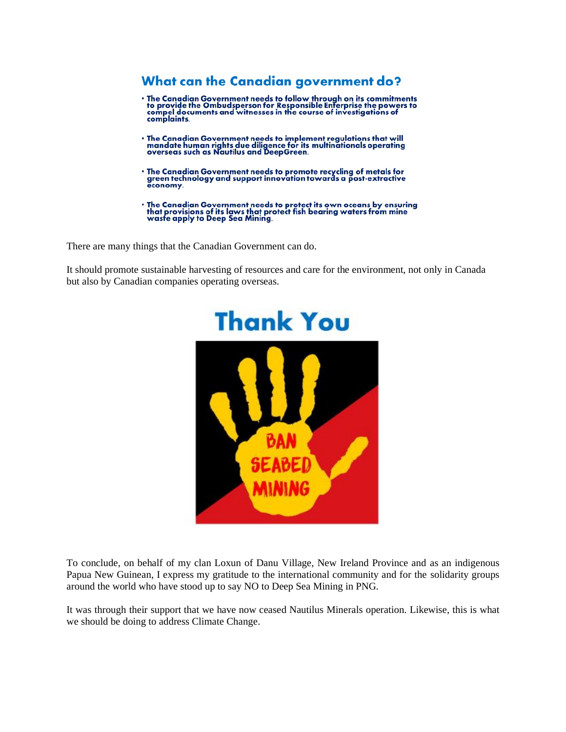## What can the Canadian government do?

- **The Canadian Government needs to follow through on its commitments to provide the Ombudsperson for Responsible Enterprise the powers to compel documents and witnesses in the course of investigations of complaints.**
- **The Canadian Government needs to implement regulations that will mandate human rights due diligence for its multinationals operating overseas such as Nautilus and DeepGreen.**
- **The Canadian Government needs to promote recycling of metals for green technology and support innovation towards a post-extractive economy.**
- **The Canadian Government needs to protect its own oceans by ensuring that provisions of its laws that protect fish bearing waters from mine waste apply to Deep Sea Mining.**

There are many things that the Canadian Government can do.

It should promote sustainable harvesting of resources and care for the environment, not only in Canada but also by Canadian companies operating overseas.

## Thank You

BAN SEABED MINING

To conclude, on behalf of my clan Loxun of Danu Village, New Ireland Province and as an indigenous Papua New Guinean, I express my gratitude to the international community and for the solidarity groups around the world who have stood up to say NO to Deep Sea Mining in PNG.

It was through their support that we have now ceased Nautilus Minerals operation. Likewise, this is what we should be doing to address Climate Change.